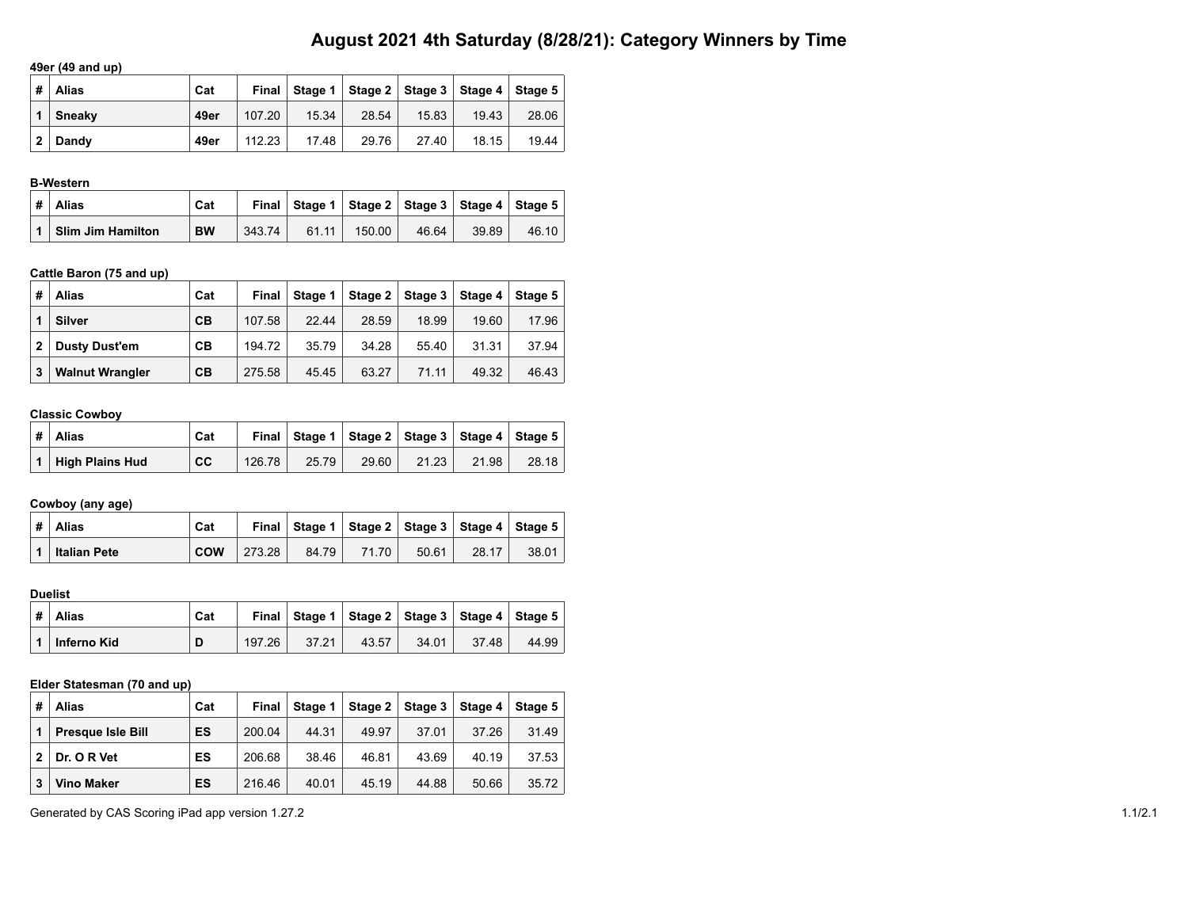# August 2021 4th Saturday (8/28/21): Category Winners by Time

**49er (49 and up)**

| # | Alias | Cat | Final | Stage 1 | Stage 2 | Stage 3 | Stage 4 | Stage 5 |
|---|---|---|---|---|---|---|---|---|
| 1 | **Sneaky** | **49er** | 107.20 | 15.34 | 28.54 | 15.83 | 19.43 | 28.06 |
| 2 | **Dandy** | **49er** | 112.23 | 17.48 | 29.76 | 27.40 | 18.15 | 19.44 |

**B-Western**

| # | Alias | Cat | Final | Stage 1 | Stage 2 | Stage 3 | Stage 4 | Stage 5 |
|---|---|---|---|---|---|---|---|---|
| 1 | **Slim Jim Hamilton** | **BW** | 343.74 | 61.11 | 150.00 | 46.64 | 39.89 | 46.10 |

**Cattle Baron (75 and up)**

| # | Alias | Cat | Final | Stage 1 | Stage 2 | Stage 3 | Stage 4 | Stage 5 |
|---|---|---|---|---|---|---|---|---|
| 1 | **Silver** | **CB** | 107.58 | 22.44 | 28.59 | 18.99 | 19.60 | 17.96 |
| 2 | **Dusty Dust'em** | **CB** | 194.72 | 35.79 | 34.28 | 55.40 | 31.31 | 37.94 |
| 3 | **Walnut Wrangler** | **CB** | 275.58 | 45.45 | 63.27 | 71.11 | 49.32 | 46.43 |

**Classic Cowboy**

| # | Alias | Cat | Final | Stage 1 | Stage 2 | Stage 3 | Stage 4 | Stage 5 |
|---|---|---|---|---|---|---|---|---|
| 1 | **High Plains Hud** | **CC** | 126.78 | 25.79 | 29.60 | 21.23 | 21.98 | 28.18 |

**Cowboy (any age)**

| # | Alias | Cat | Final | Stage 1 | Stage 2 | Stage 3 | Stage 4 | Stage 5 |
|---|---|---|---|---|---|---|---|---|
| 1 | **Italian Pete** | **COW** | 273.28 | 84.79 | 71.70 | 50.61 | 28.17 | 38.01 |

**Duelist**

| # | Alias | Cat | Final | Stage 1 | Stage 2 | Stage 3 | Stage 4 | Stage 5 |
|---|---|---|---|---|---|---|---|---|
| 1 | **Inferno Kid** | **D** | 197.26 | 37.21 | 43.57 | 34.01 | 37.48 | 44.99 |

**Elder Statesman (70 and up)**

| # | Alias | Cat | Final | Stage 1 | Stage 2 | Stage 3 | Stage 4 | Stage 5 |
|---|---|---|---|---|---|---|---|---|
| 1 | **Presque Isle Bill** | **ES** | 200.04 | 44.31 | 49.97 | 37.01 | 37.26 | 31.49 |
| 2 | **Dr. O R Vet** | **ES** | 206.68 | 38.46 | 46.81 | 43.69 | 40.19 | 37.53 |
| 3 | **Vino Maker** | **ES** | 216.46 | 40.01 | 45.19 | 44.88 | 50.66 | 35.72 |

Generated by CAS Scoring iPad app version 1.27.2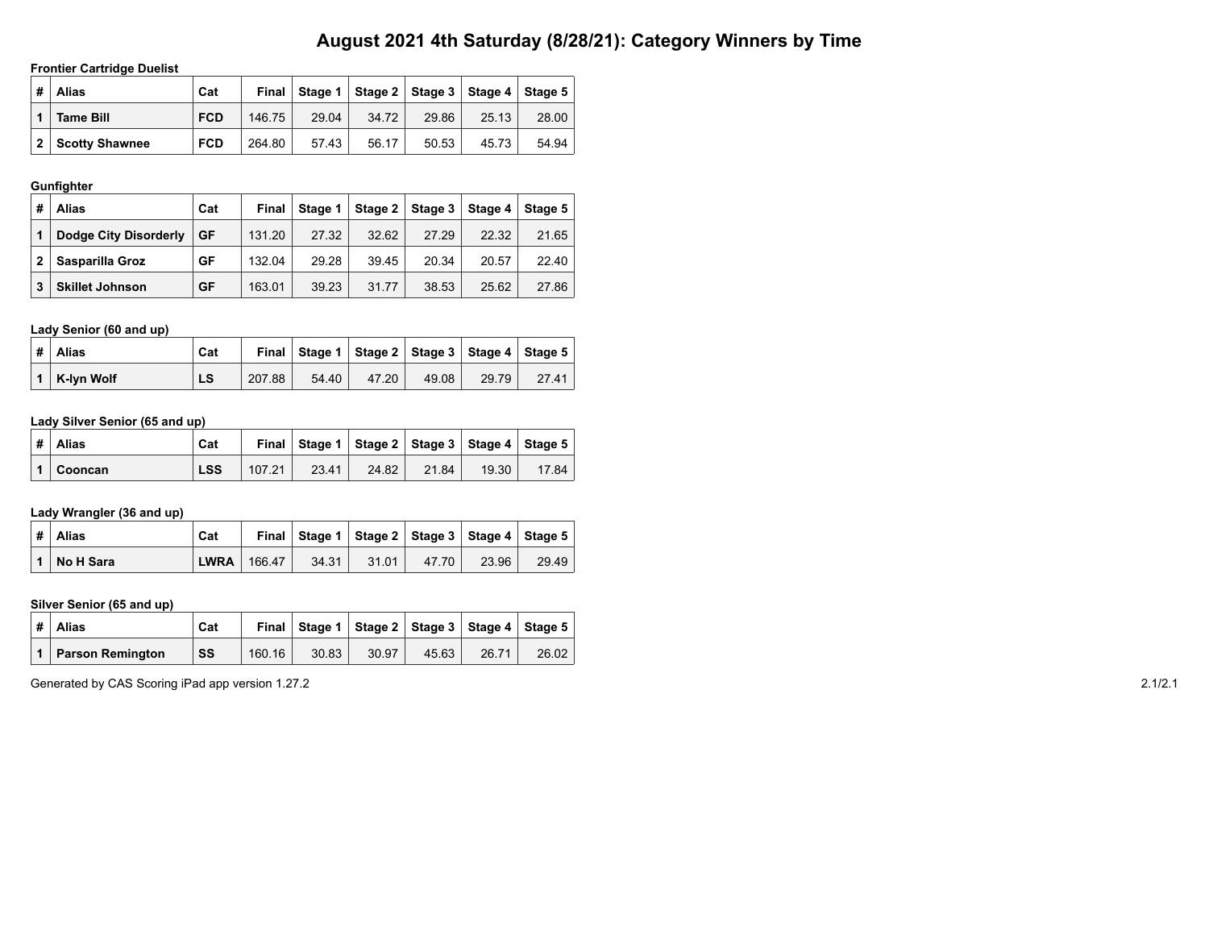# August 2021 4th Saturday (8/28/21): Category Winners by Time

**Frontier Cartridge Duelist**

| # | Alias | Cat | Final | Stage 1 | Stage 2 | Stage 3 | Stage 4 | Stage 5 |
|---|---|---|---|---|---|---|---|---|
| 1 | **Tame Bill** | **FCD** | 146.75 | 29.04 | 34.72 | 29.86 | 25.13 | 28.00 |
| 2 | **Scotty Shawnee** | **FCD** | 264.80 | 57.43 | 56.17 | 50.53 | 45.73 | 54.94 |

**Gunfighter**

| # | Alias | Cat | Final | Stage 1 | Stage 2 | Stage 3 | Stage 4 | Stage 5 |
|---|---|---|---|---|---|---|---|---|
| 1 | **Dodge City Disorderly** | **GF** | 131.20 | 27.32 | 32.62 | 27.29 | 22.32 | 21.65 |
| 2 | **Sasparilla Groz** | **GF** | 132.04 | 29.28 | 39.45 | 20.34 | 20.57 | 22.40 |
| 3 | **Skillet Johnson** | **GF** | 163.01 | 39.23 | 31.77 | 38.53 | 25.62 | 27.86 |

**Lady Senior (60 and up)**

| # | Alias | Cat | Final | Stage 1 | Stage 2 | Stage 3 | Stage 4 | Stage 5 |
|---|---|---|---|---|---|---|---|---|
| 1 | **K-lyn Wolf** | **LS** | 207.88 | 54.40 | 47.20 | 49.08 | 29.79 | 27.41 |

**Lady Silver Senior (65 and up)**

| # | Alias | Cat | Final | Stage 1 | Stage 2 | Stage 3 | Stage 4 | Stage 5 |
|---|---|---|---|---|---|---|---|---|
| 1 | **Cooncan** | **LSS** | 107.21 | 23.41 | 24.82 | 21.84 | 19.30 | 17.84 |

**Lady Wrangler (36 and up)**

| # | Alias | Cat | Final | Stage 1 | Stage 2 | Stage 3 | Stage 4 | Stage 5 |
|---|---|---|---|---|---|---|---|---|
| 1 | **No H Sara** | **LWRA** | 166.47 | 34.31 | 31.01 | 47.70 | 23.96 | 29.49 |

**Silver Senior (65 and up)**

| # | Alias | Cat | Final | Stage 1 | Stage 2 | Stage 3 | Stage 4 | Stage 5 |
|---|---|---|---|---|---|---|---|---|
| 1 | **Parson Remington** | **SS** | 160.16 | 30.83 | 30.97 | 45.63 | 26.71 | 26.02 |

Generated by CAS Scoring iPad app version 1.27.2